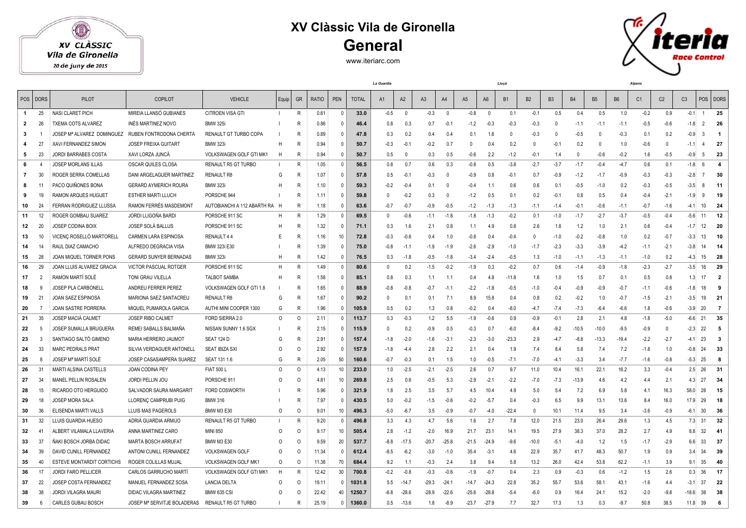# XV Clàssic Vila de Gironella

## General

www.iteriarc.com

XV CLÀSSIC Vila de Gironella 20 de juny de 2015

| | | | | | | | | | | La Guardia | | | | | | Lluçà | | | | | | Alpens | | | | |
|---|---|---|---|---|---|---|---|---|---|---|---|---|---|---|---|---|---|---|---|---|---|---|---|---|---|---|
| POS | DORS | PILOT | COPILOT | VEHICLE | Equip | GR | RATIO | PEN | TOTAL | A1 | A2 | A3 | A4 | A5 | A6 | B1 | B2 | B3 | B4 | B5 | B6 | C1 | C2 | C3 | POS | DORS |
| 1 | 25 | NASI CLARET PICH | MIREIA LLANSÓ GUBIANES | CITROEN VISA GTI | I | R | 0.61 | 0 | 33.0 | -0.5 | 0 | -0.3 | 0 | -0.8 | 0 | 0.1 | -0.1 | 0.5 | 0.4 | 0.5 | 1.0 | -0.2 | 0.9 | -0.1 | 1 | 25 |
| 2 | 26 | TXEMA COTS ALVAREZ | INÉS MARTINEZ NOVO | BMW 325i | I | R | 0.86 | 0 | 46.4 | 0.8 | 0.3 | 0.7 | -0.1 | -1.2 | -0.3 | -0.3 | -0.3 | 0 | -1.1 | -1.1 | -1.1 | -0.5 | -0.6 | -1.8 | 2 | 26 |
| 3 | 1 | JOSEP Mª ALVAREZ DOMINGUEZ | RUBEN FONTRODONA CHERTA | RENAULT GT TURBO COPA | I | R | 0.89 | 0 | 47.8 | 0.3 | 0.2 | 0.4 | 0.4 | 0.1 | 1.6 | 0 | -0.3 | 0 | -0.5 | 0 | -0.3 | 0.1 | 0.2 | -0.9 | 3 | 1 |
| 4 | 27 | XAVI FERNANDEZ SIMON | JOSEP FREIXA GUITART | BMW 323i | H | R | 0.94 | 0 | 50.7 | -0.3 | -0.1 | -0.2 | 0.7 | 0 | 0.4 | 0.2 | 0 | -0.1 | 0.2 | 0 | 1.0 | -0.6 | 0 | -1.1 | 4 | 27 |
| 5 | 23 | JORDI BARRABES COSTA | XAVI LORZA JUNCÀ | VOLKSWAGEN GOLF GTI MK1 | H | R | 0.94 | 0 | 50.7 | 0.5 | 0 | 0.3 | 0.5 | -0.6 | 2.2 | -1.2 | -0.1 | 1.4 | 0 | -0.6 | -0.2 | 1.6 | -0.5 | -0.9 | 5 | 23 |
| 6 | 4 | JOSEP MORLANS ILLAS | OSCAR QUILES CLOSA | RENAULT R5 GT TURBO | I | R | 1.05 | 0 | 56.5 | 0.8 | 0.7 | 0.6 | 0.3 | -0.8 | 0.5 | -3.8 | -2.7 | -3.7 | -1.7 | -0.4 | -4.7 | 0.6 | 0.1 | -1.8 | 6 | 4 |
| 7 | 30 | ROGER SERRA COMELLAS | DANI ARGELAGUER MARTINEZ | RENAULT R8 | G | R | 1.07 | 0 | 57.8 | 0.5 | -0.1 | -0.3 | 0 | -0.9 | 0.8 | -0.1 | 0.7 | -0.9 | -1.2 | -1.7 | -0.9 | -0.3 | -0.3 | -2.8 | 7 | 30 |
| 8 | 11 | PACO QUIÑONES BONA | GERARD AYMERICH ROURA | BMW 323i | H | R | 1.10 | 0 | 59.3 | -0.2 | -0.4 | 0.1 | 0 | -0.4 | 1.1 | 0.6 | 0.6 | 0.1 | -0.5 | -1.0 | 0.2 | -0.3 | -0.5 | -3.5 | 8 | 11 |
| 9 | 19 | RAMON ARQUES HUGUET | ESTHER MARTI LLUCH | PORSCHE 944 | I | R | 1.11 | 0 | 59.8 | 0 | -0.2 | 0.3 | 0 | -1.2 | 0.5 | 0.1 | 0.2 | -0.1 | 0.8 | 0.5 | 0.4 | -0.4 | -2.1 | -1.9 | 9 | 19 |
| 10 | 24 | FERRAN RODRIGUEZ LLUSSA | RAMON FERRÉS MASDEMONT | AUTOBIANCHI A 112 ABARTH RA | H | R | 1.18 | 0 | 63.6 | -0.7 | -0.7 | -0.9 | -0.5 | -1.2 | -1.3 | -1.3 | -1.1 | -1.4 | -0.1 | -0.6 | -1.1 | -0.7 | -1.6 | -4.1 | 10 | 24 |
| 11 | 12 | ROGER GOMBAU SUAREZ | JORDI LLIGOÑA BARDI | PORSCHE 911 SC | H | R | 1.29 | 0 | 69.5 | 0 | -0.6 | -1.1 | -1.8 | -1.8 | -1.3 | -0.2 | 0.1 | -1.0 | -1.7 | -2.7 | -3.7 | -0.5 | -0.4 | -5.6 | 11 | 12 |
| 12 | 20 | JOSEP CODINA BOIX | JOSEP SOLÀ BALLUS | PORSCHE 911 SC | H | R | 1.32 | 0 | 71.1 | 0.3 | 1.6 | 2.1 | 0.8 | 1.1 | 4.9 | 0.8 | 2.6 | 1.8 | 1.2 | 1.0 | 2.1 | 0.6 | -0.4 | -1.7 | 12 | 20 |
| 13 | 10 | VICENÇ ROSELLÓ MARTORELL | CARMEN LARA ESPINOSA | RENAULT 4 4 | E | R | 1.16 | 10 | 72.8 | -0.3 | -0.6 | 0.4 | 1.0 | -0.8 | 0.4 | -0.4 | 0 | -1.0 | -0.2 | -0.8 | 1.0 | 0.2 | -0.7 | -3.3 | 13 | 10 |
| 14 | 14 | RAUL DIAZ CAMACHO | ALFREDO DEGRACIA VISA | BMW 323i E30 | I | R | 1.39 | 0 | 75.0 | -0.8 | -1.1 | -1.9 | -1.9 | -2.6 | -2.9 | -1.0 | -1.7 | -2.3 | -3.3 | -3.9 | -4.2 | -1.1 | -2.1 | -3.8 | 14 | 14 |
| 15 | 28 | JOAN MIQUEL TORNER PONS | GERARD SUNYER BERNADAS | BMW 323i | H | R | 1.42 | 0 | 76.5 | 0.3 | -1.8 | -0.5 | -1.8 | -3.4 | -2.4 | -0.5 | 1.3 | -1.0 | -1.1 | -1.3 | -1.1 | -1.0 | 0.2 | -4.3 | 15 | 28 |
| 16 | 29 | JOAN LLUIS ALVAREZ GRACIA | VICTOR PASCUAL ROTGER | PORSCHE 911 SC | H | R | 1.49 | 0 | 80.6 | 0 | 0.2 | -1.5 | -0.2 | -1.9 | 0.3 | -0.2 | 0.7 | 0.6 | -1.4 | -0.9 | -1.8 | -2.3 | -2.7 | -3.5 | 16 | 29 |
| 17 | 2 | RAMON MARTÍ SOLÉ | TONI GRAU VILELLA | TALBOT SAMBA | H | R | 1.58 | 0 | 85.1 | 0.8 | 0.3 | 1.1 | 1.1 | 0.4 | 4.8 | -11.8 | 1.6 | 1.0 | 1.5 | 0.7 | 0.1 | 0.5 | 0.8 | 1.3 | 17 | 2 |
| 18 | 9 | JOSEP PLA CARBONELL | ANDREU FERRER PEREZ | VOLKSWAGEN GOLF GTI 1.8 | I | R | 1.65 | 0 | 88.9 | -0.8 | -0.8 | -0.7 | -1.1 | -2.2 | -1.8 | -0.5 | -1.0 | -0.4 | -0.9 | -0.9 | -0.7 | -1.1 | -0.6 | -1.8 | 18 | 9 |
| 19 | 21 | JOAN SAEZ ESPINOSA | MARIONA SAEZ SANTACREU | RENAULT R8 | G | R | 1.67 | 0 | 90.2 | 0 | 0.1 | 0.1 | 7.1 | 8.9 | 15.8 | 0.4 | 0.8 | 0.2 | -0.2 | 1.0 | -0.7 | -1.5 | -2.1 | -3.5 | 19 | 21 |
| 20 | 7 | JOAN SASTRE PORRERA | MIQUEL PUMAROLA GARCIA | AUTHI MINI COOPER 1300 | G | R | 1.96 | 0 | 105.9 | 0.5 | 0.2 | 1.3 | 0.8 | -0.2 | 0.4 | -8.0 | -4.7 | -7.4 | -7.3 | -6.4 | -6.6 | 1.8 | -0.6 | -3.9 | 20 | 7 |
| 21 | 35 | JOSEP MACIÀ CALMET | JOSEP RIBO CALMET | FORD SIERRA 2.0 | O | O | 2.11 | 0 | 113.7 | 0.3 | -0.3 | 1.2 | 5.5 | -1.9 | -0.6 | 0.9 | -0.9 | -0.1 | 2.8 | 2.1 | 4.8 | -1.8 | -5.0 | -6.6 | 21 | 35 |
| 22 | 5 | JOSEP SUMALLA BRUGUERA | REMEI SABALLS BALMAÑA | NISSAN SUNNY 1.6 SGX | I | R | 2.15 | 0 | 115.9 | 0 | 0.2 | -0.9 | 0.5 | -0.3 | 0.7 | -6.0 | -8.4 | -9.2 | -10.5 | -10.0 | -9.5 | -0.9 | 0 | -2.3 | 22 | 5 |
| 23 | 3 | SANTIAGO SALTÓ GIMENO | MARIA HERRERO JAUMOT | SEAT 124 D | G | R | 2.91 | 0 | 157.4 | -1.8 | -2.0 | -1.6 | -3.1 | -2.3 | -3.0 | -23.3 | 2.9 | -4.7 | -8.8 | -13.3 | -19.4 | -2.2 | -2.7 | -4.1 | 23 | 3 |
| 24 | 33 | MARC PEDRALS PRAT | SILVIA VERDAGUER ANTONELL | SEAT IBIZA SXI | O | O | 2.92 | 0 | 157.9 | -1.8 | -4.4 | 2.8 | 2.2 | 2.1 | 0.4 | 1.9 | 7.4 | 8.4 | 5.8 | 7.4 | 7.2 | -1.8 | 1.0 | -0.8 | 24 | 33 |
| 25 | 8 | JOSEP Mª MARTÍ SOLÉ | JOSEP CASASAMPERA SUAREZ | SEAT 131 1.6 | G | R | 2.05 | 50 | 160.6 | -0.7 | -0.3 | 0.1 | 1.5 | 1.0 | -0.5 | -7.1 | -7.0 | -4.1 | -3.3 | 3.4 | -7.7 | -1.6 | -0.8 | -5.3 | 25 | 8 |
| 26 | 31 | MARTI ALSINA CASTELLS | JOAN CODINA PEY | FIAT 500 L | O | O | 4.13 | 10 | 233.0 | 1.0 | -2.5 | -2.1 | -2.5 | 2.6 | 0.7 | 9.7 | 11.0 | 10.4 | 16.1 | 22.1 | 16.2 | 3.3 | -0.4 | 2.5 | 26 | 31 |
| 27 | 34 | MANEL PELLIN ROSALEN | JORDI PELLIN JOU | PORSCHE 911 | O | O | 4.81 | 10 | 269.8 | 2.5 | 0.6 | -0.5 | 5.3 | -2.9 | -2.1 | -2.2 | -7.0 | -7.3 | -13.9 | 4.6 | 4.2 | 4.4 | 2.1 | 4.3 | 27 | 34 |
| 28 | 15 | RICARDO OTO HERGUIDO | SALVADOR SAURA MARGARIT | FORD COSWORTH | I | R | 5.96 | 0 | 321.9 | 1.8 | 2.5 | 3.5 | 5.7 | 4.5 | 10.4 | 4.9 | 5.0 | 5.4 | 7.2 | 6.9 | 5.8 | 4.1 | 16.3 | 58.0 | 28 | 15 |
| 29 | 18 | JOSEP MORA SALA | LLORENÇ CAMPRUBI PUIG | BMW 316 | I | R | 7.97 | 0 | 430.5 | 5.0 | -0.2 | -1.5 | -0.6 | -0.2 | -5.7 | 0.4 | -0.3 | 6.5 | 9.9 | 13.1 | 13.6 | 8.4 | 16.0 | 17.9 | 29 | 18 |
| 30 | 36 | ELISENDA MARTI VALLS | LLUIS MAS PAGEROLS | BMW M3 E30 | O | O | 9.01 | 10 | 496.3 | -5.0 | -6.7 | 3.5 | -0.9 | -0.7 | -4.0 | -22.4 | 0 | 10.1 | 11.4 | 9.5 | 3.4 | -3.6 | -0.9 | -6.1 | 30 | 36 |
| 31 | 32 | LLUIS GUARDIA HUESO | ADRIÀ GUARDIA ARMIJO | RENAULT R5 GT TURBO | I | R | 9.20 | 0 | 496.8 | 3.3 | 4.3 | 4.7 | 5.6 | 1.6 | 2.7 | 7.8 | 12.0 | 21.5 | 23.0 | 26.4 | 29.6 | 1.3 | 4.5 | 7.3 | 31 | 32 |
| 32 | 41 | ALBERT VILAMALA LLAVERIA | ANNA MARTINEZ CARO | MINI 850 | O | O | 9.17 | 10 | 505.4 | 2.8 | -1.2 | -2.0 | 16.9 | 21.7 | 23.1 | 14.1 | 19.5 | 27.9 | 38.3 | 37.0 | 28.2 | 2.7 | 4.9 | 8.8 | 32 | 41 |
| 33 | 37 | ÑAKI BOSCH JORBA DIDAC | MARTA BOSCH ARRUFAT | BMW M3 E30 | O | O | 9.59 | 20 | 537.7 | -8.8 | -17.5 | -20.7 | -25.8 | -21.5 | -24.9 | -9.6 | -10.0 | -5.1 | -4.0 | 1.2 | 1.5 | -1.7 | -2.9 | 6.6 | 33 | 37 |
| 34 | 39 | DAVID CUNILL FERNANDEZ | ANTONI CUNILL FERNANDEZ | VOLKSWAGEN GOLF | O | O | 11.34 | 0 | 612.4 | -8.5 | -6.2 | -3.0 | -1.0 | 35.4 | -3.1 | 4.6 | 22.9 | 35.7 | 41.7 | 48.3 | 50.7 | 1.9 | 0.9 | 3.4 | 34 | 39 |
| 35 | 40 | ESTEVE MONTARDIT CORTICHS | ROGER COLILLAS MUJAL | VOLKSWAGEN GOLF MK1 | O | O | 11.38 | 70 | 684.4 | 9.2 | 1.1 | -0.3 | 2.4 | 3.8 | 9.4 | 5.8 | 13.2 | 26.0 | 42.4 | 53.8 | 62.2 | -1.1 | 3.9 | 9.1 | 35 | 40 |
| 36 | 17 | JORDI FARO PELLICER | CARLOS GARRUCHO MARTÍ | VOLKSWAGEN GOLF GTI MK1 | H | R | 12.42 | 30 | 700.8 | -0.2 | -0.8 | -0.3 | -0.6 | -1.9 | -0.7 | 0.4 | 2.3 | 0.9 | -0.3 | 0.6 | -1.2 | 1.5 | 2.6 | 0.3 | 36 | 17 |
| 37 | 22 | JOSEP COSTA FERNANDEZ | MANUEL FERNANDEZ SOSA | LANCIA DELTA | O | O | 19.11 | 0 | 1031.8 | 5.5 | -14.7 | -29.3 | -24.1 | -14.7 | -24.3 | 22.8 | 35.2 | 55.7 | 53.6 | 58.1 | 43.1 | -1.6 | 4.4 | -3.1 | 37 | 22 |
| 38 | 38 | JORDI VILAGRA MAURI | DIDAC VILAGRA MARTINEZ | BMW 635 CSI | O | O | 22.42 | 40 | 1250.7 | -6.8 | -28.6 | -28.9 | -22.6 | -25.6 | -28.8 | -5.4 | -6.0 | 0.9 | 16.4 | 24.1 | 15.2 | -2.0 | -9.8 | -18.6 | 38 | 38 |
| 39 | 6 | CARLES GUBAU BOSCH | JOSEP Mª SERVITJE BOLADERAS | RENAULT R5 GT TURBO | I | R | 25.19 | 0 | 1360.0 | 0.5 | -13.6 | 1.8 | -8.9 | -23.7 | -27.9 | 7.7 | 32.7 | 17.3 | 1.3 | 0.3 | -9.7 | 50.8 | 38.5 | 11.8 | 39 | 6 |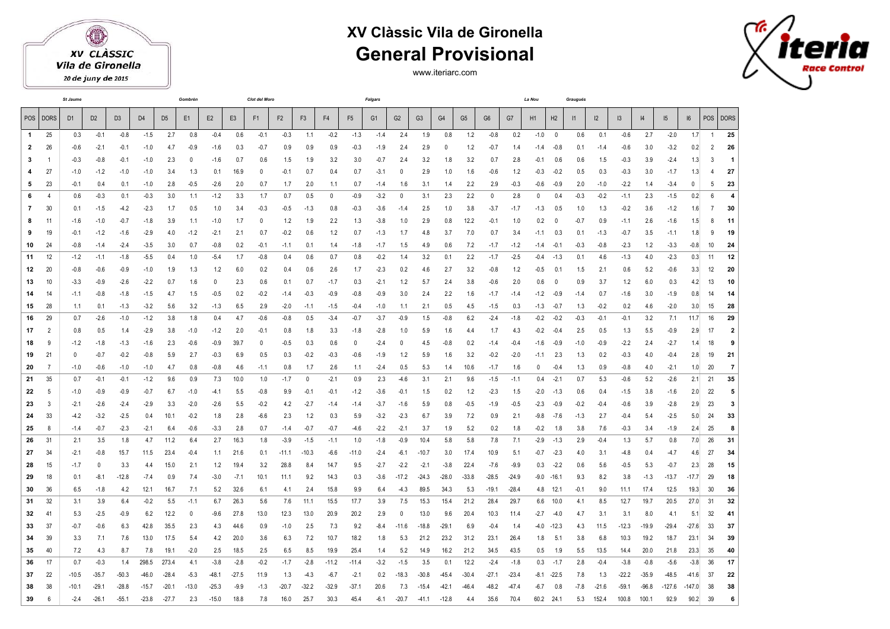# XV Clàssic Vila de Gironella

## General Provisional

www.iteriarc.com

XV CLÀSSIC Vila de Gironella 20 de juny de 2015

| | | St Jaume | | | | | Gombrèn | | | Clot del Moro | | | | | Falgars | | | | | | | La Nou | | Graugués | | | | | | | |
|---|---|---|---|---|---|---|---|---|---|---|---|---|---|---|---|---|---|---|---|---|---|---|---|---|---|---|---|---|---|---|---|
| POS | DORS | D1 | D2 | D3 | D4 | D5 | E1 | E2 | E3 | F1 | F2 | F3 | F4 | F5 | G1 | G2 | G3 | G4 | G5 | G6 | G7 | H1 | H2 | I1 | I2 | I3 | I4 | I5 | I6 | POS | DORS |
| 1 | 25 | 0.3 | -0.1 | -0.8 | -1.5 | 2.7 | 0.8 | -0.4 | 0.6 | -0.1 | -0.3 | 1.1 | -0.2 | -1.3 | -1.4 | 2.4 | 1.9 | 0.8 | 1.2 | -0.8 | 0.2 | -1.0 | 0 | 0.6 | 0.1 | -0.6 | 2.7 | -2.0 | 1.7 | 1 | 25 |
| 2 | 26 | -0.6 | -2.1 | -0.1 | -1.0 | 4.7 | -0.9 | -1.6 | 0.3 | -0.7 | 0.9 | 0.9 | 0.9 | -0.3 | -1.9 | 2.4 | 2.9 | 0 | 1.2 | -0.7 | 1.4 | -1.4 | -0.8 | 0.1 | -1.4 | -0.6 | 3.0 | -3.2 | 0.2 | 2 | 26 |
| 3 | 1 | -0.3 | -0.8 | -0.1 | -1.0 | 2.3 | 0 | -1.6 | 0.7 | 0.6 | 1.5 | 1.9 | 3.2 | 3.0 | -0.7 | 2.4 | 3.2 | 1.8 | 3.2 | 0.7 | 2.8 | -0.1 | 0.6 | 0.6 | 1.5 | -0.3 | 3.9 | -2.4 | 1.3 | 3 | 1 |
| 4 | 27 | -1.0 | -1.2 | -1.0 | -1.0 | 3.4 | 1.3 | 0.1 | 16.9 | 0 | -0.1 | 0.7 | 0.4 | 0.7 | -3.1 | 0 | 2.9 | 1.0 | 1.6 | -0.6 | 1.2 | -0.3 | -0.2 | 0.5 | 0.3 | -0.3 | 3.0 | -1.7 | 1.3 | 4 | 27 |
| 5 | 23 | -0.1 | 0.4 | 0.1 | -1.0 | 2.8 | -0.5 | -2.6 | 2.0 | 0.7 | 1.7 | 2.0 | 1.1 | 0.7 | -1.4 | 1.6 | 3.1 | 1.4 | 2.2 | 2.9 | -0.3 | -0.6 | -0.9 | 2.0 | -1.0 | -2.2 | 1.4 | -3.4 | 0 | 5 | 23 |
| 6 | 4 | 0.6 | -0.3 | 0.1 | -0.3 | 3.0 | 1.1 | -1.2 | 3.3 | 1.7 | 0.7 | 0.5 | 0 | -0.9 | -3.2 | 0 | 3.1 | 2.3 | 2.2 | 0 | 2.8 | 0 | 0.4 | -0.3 | -0.2 | -1.1 | 2.3 | -1.5 | 0.2 | 6 | 4 |
| 7 | 30 | 0.1 | -1.5 | -4.2 | -2.3 | 1.7 | 0.5 | 1.0 | 3.4 | -0.3 | -0.5 | -1.3 | 0.8 | -0.3 | -3.6 | -1.4 | 2.5 | 1.0 | 3.8 | -3.7 | -1.7 | -1.3 | 0.5 | 1.0 | 1.3 | -0.2 | 3.6 | -1.2 | 1.6 | 7 | 30 |
| 8 | 11 | -1.6 | -1.0 | -0.7 | -1.8 | 3.9 | 1.1 | -1.0 | 1.7 | 0 | 1.2 | 1.9 | 2.2 | 1.3 | -3.8 | 1.0 | 2.9 | 0.8 | 12.2 | -0.1 | 1.0 | 0.2 | 0 | -0.7 | 0.9 | -1.1 | 2.6 | -1.6 | 1.5 | 8 | 11 |
| 9 | 19 | -0.1 | -1.2 | -1.6 | -2.9 | 4.0 | -1.2 | -2.1 | 2.1 | 0.7 | -0.2 | 0.6 | 1.2 | 0.7 | -1.3 | 1.7 | 4.8 | 3.7 | 7.0 | 0.7 | 3.4 | -1.1 | 0.3 | 0.1 | -1.3 | -0.7 | 3.5 | -1.1 | 1.8 | 9 | 19 |
| 10 | 24 | -0.8 | -1.4 | -2.4 | -3.5 | 3.0 | 0.7 | -0.8 | 0.2 | -0.1 | -1.1 | 0.1 | 1.4 | -1.8 | -1.7 | 1.5 | 4.9 | 0.6 | 7.2 | -1.7 | -1.2 | -1.4 | -0.1 | -0.3 | -0.8 | -2.3 | 1.2 | -3.3 | -0.8 | 10 | 24 |
| 11 | 12 | -1.2 | -1.1 | -1.8 | -5.5 | 0.4 | 1.0 | -5.4 | 1.7 | -0.8 | 0.4 | 0.6 | 0.7 | 0.8 | -0.2 | 1.4 | 3.2 | 0.1 | 2.2 | -1.7 | -2.5 | -0.4 | -1.3 | 0.1 | 4.6 | -1.3 | 4.0 | -2.3 | 0.3 | 11 | 12 |
| 12 | 20 | -0.8 | -0.6 | -0.9 | -1.0 | 1.9 | 1.3 | 1.2 | 6.0 | 0.2 | 0.4 | 0.6 | 2.6 | 1.7 | -2.3 | 0.2 | 4.6 | 2.7 | 3.2 | -0.8 | 1.2 | -0.5 | 0.1 | 1.5 | 2.1 | 0.6 | 5.2 | -0.6 | 3.3 | 12 | 20 |
| 13 | 10 | -3.3 | -0.9 | -2.6 | -2.2 | 0.7 | 1.6 | 0 | 2.3 | 0.6 | 0.1 | 0.7 | -1.7 | 0.3 | -2.1 | 1.2 | 5.7 | 2.4 | 3.8 | -0.6 | 2.0 | 0.6 | 0 | 0.9 | 3.7 | 1.2 | 6.0 | 0.3 | 4.2 | 13 | 10 |
| 14 | 14 | -1.1 | -0.8 | -1.8 | -1.5 | 4.7 | 1.5 | -0.5 | 0.2 | -0.2 | -1.4 | -0.3 | -0.9 | -0.8 | -0.9 | 3.0 | 2.4 | 2.2 | 1.6 | -1.7 | -1.4 | -1.2 | -0.9 | -1.4 | 0.7 | -1.6 | 3.0 | -1.9 | 0.8 | 14 | 14 |
| 15 | 28 | 1.1 | 0.1 | -1.3 | -3.2 | 5.6 | 3.2 | -1.3 | 6.5 | 2.9 | -2.0 | -1.1 | -1.5 | -0.4 | -1.0 | 1.1 | 2.1 | 0.5 | 4.5 | -1.5 | 0.3 | -1.3 | -0.7 | 1.3 | -0.2 | 0.2 | 4.6 | -2.0 | 3.0 | 15 | 28 |
| 16 | 29 | 0.7 | -2.6 | -1.0 | -1.2 | 3.8 | 1.8 | 0.4 | 4.7 | -0.6 | -0.8 | 0.5 | -3.4 | -0.7 | -3.7 | -0.9 | 1.5 | -0.8 | 6.2 | -2.4 | -1.8 | -0.2 | -0.2 | -0.3 | -0.1 | -0.1 | 3.2 | 7.1 | 11.7 | 16 | 29 |
| 17 | 2 | 0.8 | 0.5 | 1.4 | -2.9 | 3.8 | -1.0 | -1.2 | 2.0 | -0.1 | 0.8 | 1.8 | 3.3 | -1.8 | -2.8 | 1.0 | 5.9 | 1.6 | 4.4 | 1.7 | 4.3 | -0.2 | -0.4 | 2.5 | 0.5 | 1.3 | 5.5 | -0.9 | 2.9 | 17 | 2 |
| 18 | 9 | -1.2 | -1.8 | -1.3 | -1.6 | 2.3 | -0.6 | -0.9 | 39.7 | 0 | -0.5 | 0.3 | 0.6 | 0 | -2.4 | 0 | 4.5 | -0.8 | 0.2 | -1.4 | -0.4 | -1.6 | -0.9 | -1.0 | -0.9 | -2.2 | 2.4 | -2.7 | 1.4 | 18 | 9 |
| 19 | 21 | 0 | -0.7 | -0.2 | -0.8 | 5.9 | 2.7 | -0.3 | 6.9 | 0.5 | 0.3 | -0.2 | -0.3 | -0.6 | -1.9 | 1.2 | 5.9 | 1.6 | 3.2 | -0.2 | -2.0 | -1.1 | 2.3 | 1.3 | 0.2 | -0.3 | 4.0 | -0.4 | 2.8 | 19 | 21 |
| 20 | 7 | -1.0 | -0.6 | -1.0 | -1.0 | 4.7 | 0.8 | -0.8 | 4.6 | -1.1 | 0.8 | 1.7 | 2.6 | 1.1 | -2.4 | 0.5 | 5.3 | 1.4 | 10.6 | -1.7 | 1.6 | 0 | -0.4 | 1.3 | 0.9 | -0.8 | 4.0 | -2.1 | 1.0 | 20 | 7 |
| 21 | 35 | 0.7 | -0.1 | -0.1 | -1.2 | 9.6 | 0.9 | 7.3 | 10.0 | 1.0 | -1.7 | 0 | -2.1 | 0.9 | 2.3 | -4.6 | 3.1 | 2.1 | 9.6 | -1.5 | -1.1 | 0.4 | -2.1 | 0.7 | 5.3 | -0.6 | 5.2 | -2.6 | 2.1 | 21 | 35 |
| 22 | 5 | -1.0 | -0.9 | -0.9 | -0.7 | 6.7 | -1.0 | -4.1 | 5.5 | -0.8 | 9.9 | -0.1 | -0.1 | -1.2 | -3.6 | -0.1 | 1.5 | 0.2 | 1.2 | -2.3 | 1.5 | -2.0 | -1.3 | 0.6 | 0.4 | -1.5 | 3.8 | -1.6 | 2.0 | 22 | 5 |
| 23 | 3 | -2.1 | -2.6 | -2.4 | -2.9 | 3.3 | -2.0 | -2.6 | 5.5 | -0.2 | 4.2 | -2.7 | -1.4 | -1.4 | -3.7 | -1.6 | 5.9 | 0.8 | -0.5 | -1.9 | -0.5 | -2.3 | -0.9 | -0.2 | -0.4 | -0.6 | 3.9 | -2.8 | 2.9 | 23 | 3 |
| 24 | 33 | -4.2 | -3.2 | -2.5 | 0.4 | 10.1 | -0.2 | 1.8 | 2.8 | -6.6 | 2.3 | 1.2 | 0.3 | 5.9 | -3.2 | -2.3 | 6.7 | 3.9 | 7.2 | 0.9 | 2.1 | -9.8 | -7.6 | -1.3 | 2.7 | -0.4 | 5.4 | -2.5 | 5.0 | 24 | 33 |
| 25 | 8 | -1.4 | -0.7 | -2.3 | -2.1 | 6.4 | -0.6 | -3.3 | 2.8 | 0.7 | -1.4 | -0.7 | -0.7 | -4.6 | -2.2 | -2.1 | 3.7 | 1.9 | 5.2 | 0.2 | 1.8 | -0.2 | 1.8 | 3.8 | 7.6 | -0.3 | 3.4 | -1.9 | 2.4 | 25 | 8 |
| 26 | 31 | 2.1 | 3.5 | 1.8 | 4.7 | 11.2 | 6.4 | 2.7 | 16.3 | 1.8 | -3.9 | -1.5 | -1.1 | 1.0 | -1.8 | -0.9 | 10.4 | 5.8 | 5.8 | 7.8 | 7.1 | -2.9 | -1.3 | 2.9 | -0.4 | 1.3 | 5.7 | 0.8 | 7.0 | 26 | 31 |
| 27 | 34 | -2.1 | -0.8 | 15.7 | 11.5 | 23.4 | -0.4 | 1.1 | 21.6 | 0.1 | -11.1 | -10.3 | -6.6 | -11.0 | -2.4 | -6.1 | -10.7 | 3.0 | 17.4 | 10.9 | 5.1 | -0.7 | -2.3 | 4.0 | 3.1 | -4.8 | 0.4 | -4.7 | 4.6 | 27 | 34 |
| 28 | 15 | -1.7 | 0 | 3.3 | 4.4 | 15.0 | 2.1 | 1.2 | 19.4 | 3.2 | 28.8 | 8.4 | 14.7 | 9.5 | -2.7 | -2.2 | -2.1 | -3.8 | 22.4 | -7.6 | -9.9 | 0.3 | -2.2 | 0.6 | 5.6 | -0.5 | 5.3 | -0.7 | 2.3 | 28 | 15 |
| 29 | 18 | 0.1 | -8.1 | -12.8 | -7.4 | 0.9 | 7.4 | -3.0 | -7.1 | 10.1 | 11.1 | 9.2 | 14.3 | 0.3 | -3.6 | -17.2 | -24.3 | -28.0 | -33.8 | -28.5 | -24.9 | -9.0 | -16.1 | 9.3 | 8.2 | 3.8 | -1.3 | -13.7 | -17.7 | 29 | 18 |
| 30 | 36 | 6.5 | -1.8 | 4.2 | 12.1 | 16.7 | 7.1 | 5.2 | 32.6 | 6.1 | 4.1 | 2.4 | 15.8 | 9.9 | 6.4 | -4.3 | 89.5 | 34.3 | 5.3 | -19.1 | -28.4 | 4.8 | 12.1 | -0.1 | 9.0 | 11.1 | 17.4 | 12.5 | 19.3 | 30 | 36 |
| 31 | 32 | 3.1 | 3.9 | 6.4 | -0.2 | 5.5 | -1.1 | 6.7 | 26.3 | 5.6 | 7.6 | 11.1 | 15.5 | 17.7 | 3.9 | 7.5 | 15.3 | 15.4 | 21.2 | 28.4 | 29.7 | 6.6 | 10.0 | 4.1 | 8.5 | 12.7 | 19.7 | 20.5 | 27.0 | 31 | 32 |
| 32 | 41 | 5.3 | -2.5 | -0.9 | 6.2 | 12.2 | 0 | -9.6 | 27.8 | 13.0 | 12.3 | 13.0 | 20.9 | 20.2 | 2.9 | 0 | 13.0 | 9.6 | 20.4 | 10.3 | 11.4 | -2.7 | -4.0 | 4.7 | 3.1 | 3.1 | 8.0 | 4.1 | 5.1 | 32 | 41 |
| 33 | 37 | -0.7 | -0.6 | 6.3 | 42.8 | 35.5 | 2.3 | 4.3 | 44.6 | 0.9 | -1.0 | 2.5 | 7.3 | 9.2 | -8.4 | -11.6 | -18.8 | -29.1 | 6.9 | -0.4 | 1.4 | -4.0 | -12.3 | 4.3 | 11.5 | -12.3 | -19.9 | -29.4 | -27.6 | 33 | 37 |
| 34 | 39 | 3.3 | 7.1 | 7.6 | 13.0 | 17.5 | 5.4 | 4.2 | 20.0 | 3.6 | 6.3 | 7.2 | 10.7 | 18.2 | 1.8 | 5.3 | 21.2 | 23.2 | 31.2 | 23.1 | 26.4 | 1.8 | 5.1 | 3.8 | 6.8 | 10.3 | 19.2 | 18.7 | 23.1 | 34 | 39 |
| 35 | 40 | 7.2 | 4.3 | 8.7 | 7.8 | 19.1 | -2.0 | 2.5 | 18.5 | 2.5 | 6.5 | 8.5 | 19.9 | 25.4 | 1.4 | 5.2 | 14.9 | 16.2 | 21.2 | 34.5 | 43.5 | 0.5 | 1.9 | 5.5 | 13.5 | 14.4 | 20.0 | 21.8 | 23.3 | 35 | 40 |
| 36 | 17 | 0.7 | -0.3 | 1.4 | 298.5 | 273.4 | 4.1 | -3.8 | -2.8 | -0.2 | -1.7 | -2.8 | -11.2 | -11.4 | -3.2 | -1.5 | 3.5 | 0.1 | 12.2 | -2.4 | -1.8 | 0.3 | -1.7 | 2.8 | -0.4 | -3.8 | -0.8 | -5.6 | -3.8 | 36 | 17 |
| 37 | 22 | -10.5 | -35.7 | -50.3 | -46.0 | -28.4 | -5.3 | -48.1 | -27.5 | 11.9 | 1.3 | -4.3 | -6.7 | -2.1 | 0.2 | -18.3 | -30.8 | -45.4 | -30.4 | -27.1 | -23.4 | -8.1 | -22.5 | 7.8 | 1.3 | -22.2 | -35.9 | -48.5 | -41.6 | 37 | 22 |
| 38 | 38 | -10.1 | -29.1 | -28.8 | -15.7 | -20.1 | -13.0 | -25.3 | -9.9 | -1.3 | -20.7 | -32.2 | -32.9 | -37.1 | 20.6 | 7.3 | -15.4 | -42.1 | -46.4 | -48.2 | -47.4 | -6.7 | 0.8 | -7.8 | -21.6 | -59.1 | -96.8 | -127.6 | -147.0 | 38 | 38 |
| 39 | 6 | -2.4 | -26.1 | -55.1 | -23.8 | -27.7 | 2.3 | -15.0 | 18.8 | 7.8 | 16.0 | 25.7 | 30.3 | 45.4 | -6.1 | -20.7 | -41.1 | -12.8 | 4.4 | 35.6 | 70.4 | 60.2 | 24.1 | 5.3 | 152.4 | 100.8 | 100.1 | 92.9 | 90.2 | 39 | 6 |